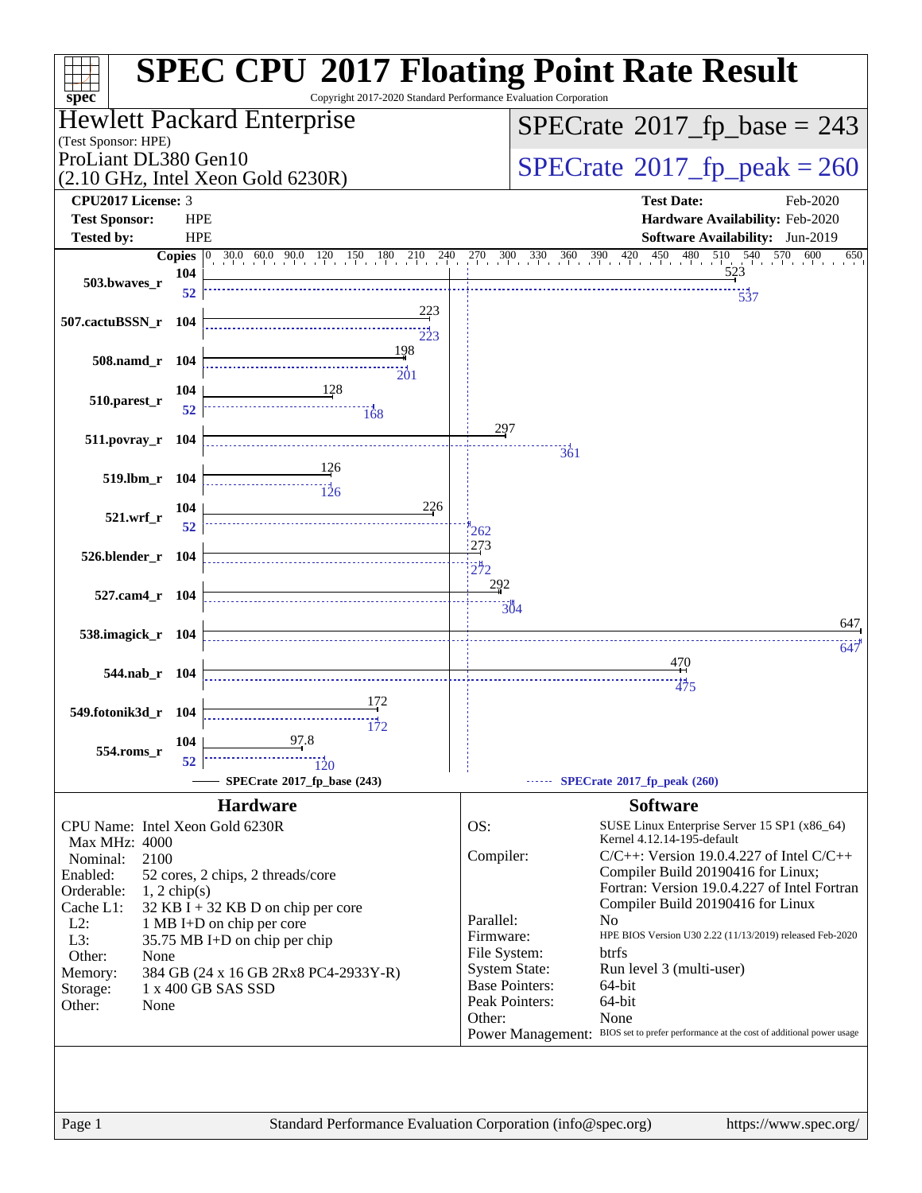# SPEC CPU 2017 Floating Point Rate Result

Copyright 2017-2020 Standard Performance Evaluation Corporation

**Hewlett Packard Enterprise**
(Test Sponsor: HPE)
ProLiant DL380 Gen10
(2.10 GHz, Intel Xeon Gold 6230R)

**SPECrate 2017_fp_base = 243**
**SPECrate 2017_fp_peak = 260**

| | | | |
|---|---|---|---|
| **CPU2017 License:** | 3 | **Test Date:** | Feb-2020 |
| **Test Sponsor:** | HPE | **Hardware Availability:** | Feb-2020 |
| **Tested by:** | HPE | **Software Availability:** | Jun-2019 |

| Benchmark | Copies (base) | Base | Copies (peak) | Peak |
|---|---|---|---|---|
| 503.bwaves_r | 104 | 523 | 52 | 537 |
| 507.cactuBSSN_r | 104 | 223 | 104 | 223 |
| 508.namd_r | 104 | 198 | 104 | 201 |
| 510.parest_r | 104 | 128 | 52 | 168 |
| 511.povray_r | 104 | 297 | 104 | 361 |
| 519.lbm_r | 104 | 126 | 104 | 126 |
| 521.wrf_r | 104 | 226 | 52 | 262 |
| 526.blender_r | 104 | 273 | 104 | 272 |
| 527.cam4_r | 104 | 292 | 104 | 304 |
| 538.imagick_r | 104 | 647 | 104 | 647 |
| 544.nab_r | 104 | 470 | 104 | 475 |
| 549.fotonik3d_r | 104 | 172 | 104 | 172 |
| 554.roms_r | 104 | 97.8 | 52 | 120 |

SPECrate 2017_fp_base (243) — SPECrate 2017_fp_peak (260)

## Hardware

- **CPU Name:** Intel Xeon Gold 6230R
- **Max MHz:** 4000
- **Nominal:** 2100
- **Enabled:** 52 cores, 2 chips, 2 threads/core
- **Orderable:** 1, 2 chip(s)
- **Cache L1:** 32 KB I + 32 KB D on chip per core
- **L2:** 1 MB I+D on chip per core
- **L3:** 35.75 MB I+D on chip per chip
- **Other:** None
- **Memory:** 384 GB (24 x 16 GB 2Rx8 PC4-2933Y-R)
- **Storage:** 1 x 400 GB SAS SSD
- **Other:** None

## Software

- **OS:** SUSE Linux Enterprise Server 15 SP1 (x86_64) Kernel 4.12.14-195-default
- **Compiler:** C/C++: Version 19.0.4.227 of Intel C/C++ Compiler Build 20190416 for Linux; Fortran: Version 19.0.4.227 of Intel Fortran Compiler Build 20190416 for Linux
- **Parallel:** No
- **Firmware:** HPE BIOS Version U30 2.22 (11/13/2019) released Feb-2020
- **File System:** btrfs
- **System State:** Run level 3 (multi-user)
- **Base Pointers:** 64-bit
- **Peak Pointers:** 64-bit
- **Other:** None
- **Power Management:** BIOS set to prefer performance at the cost of additional power usage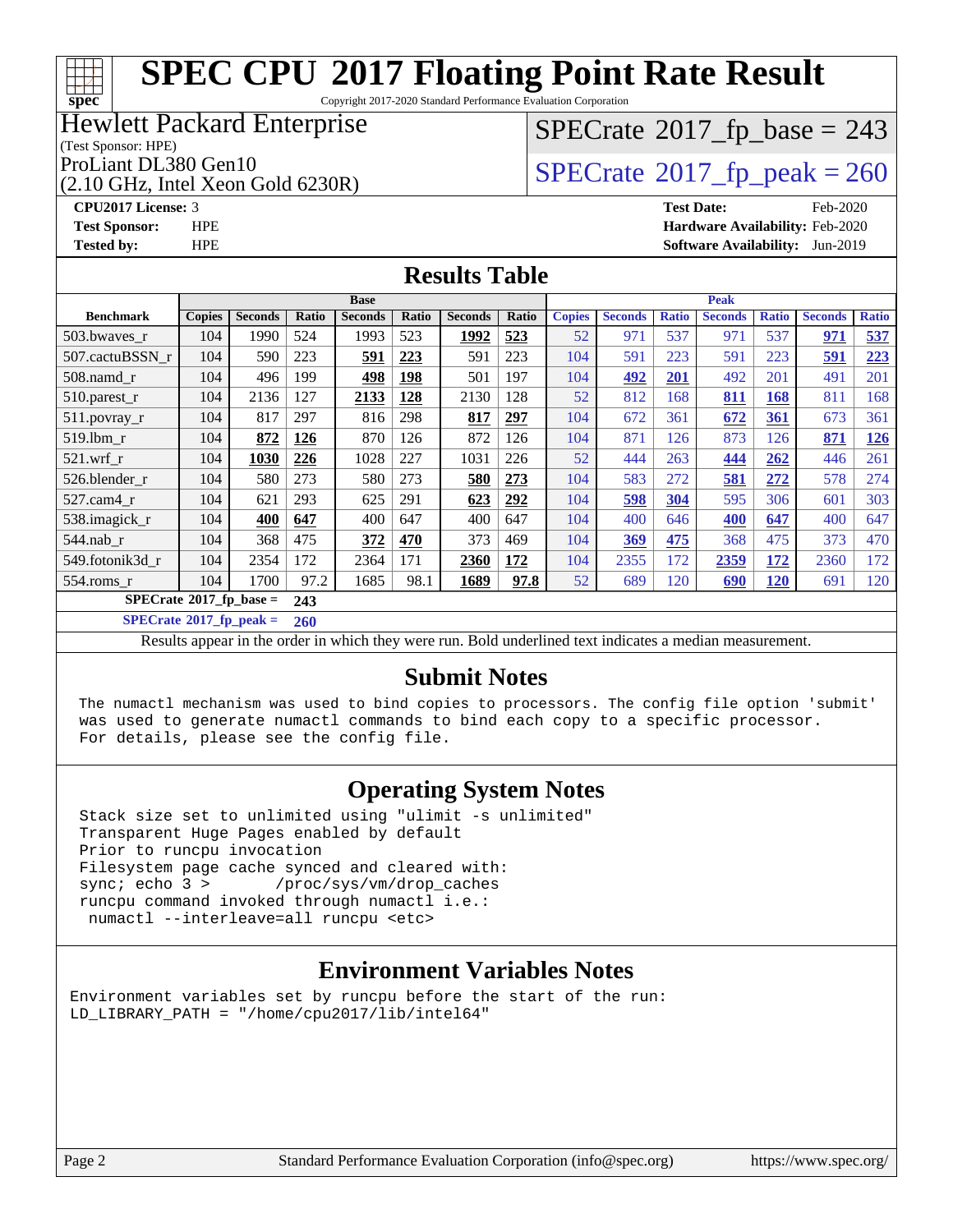# SPEC CPU 2017 Floating Point Rate Result

Copyright 2017-2020 Standard Performance Evaluation Corporation

**Hewlett Packard Enterprise**
(Test Sponsor: HPE)

ProLiant DL380 Gen10
(2.10 GHz, Intel Xeon Gold 6230R)

SPECrate 2017_fp_base = 243

SPECrate 2017_fp_peak = 260

**CPU2017 License:** 3
**Test Sponsor:** HPE
**Tested by:** HPE

**Test Date:** Feb-2020
**Hardware Availability:** Feb-2020
**Software Availability:** Jun-2019

## Results Table

| Benchmark | Base | | | | | | | Peak | | | | | | |
|---|---|---|---|---|---|---|---|---|---|---|---|---|---|---|
| | Copies | Seconds | Ratio | Seconds | Ratio | Seconds | Ratio | Copies | Seconds | Ratio | Seconds | Ratio | Seconds | Ratio |
| 503.bwaves_r | 104 | 1990 | 524 | 1993 | 523 | **1992** | **523** | 52 | 971 | 537 | 971 | 537 | **971** | **537** |
| 507.cactuBSSN_r | 104 | 590 | 223 | **591** | **223** | 591 | 223 | 104 | 591 | 223 | 591 | 223 | **591** | **223** |
| 508.namd_r | 104 | 496 | 199 | **498** | **198** | 501 | 197 | 104 | **492** | **201** | 492 | 201 | 491 | 201 |
| 510.parest_r | 104 | 2136 | 127 | **2133** | **128** | 2130 | 128 | 52 | 812 | 168 | **811** | **168** | 811 | 168 |
| 511.povray_r | 104 | 817 | 297 | 816 | 298 | **817** | **297** | 104 | 672 | 361 | **672** | **361** | 673 | 361 |
| 519.lbm_r | 104 | **872** | **126** | 870 | 126 | 872 | 126 | 104 | 871 | 126 | 873 | 126 | **871** | **126** |
| 521.wrf_r | 104 | **1030** | **226** | 1028 | 227 | 1031 | 226 | 52 | 444 | 263 | **444** | **262** | 446 | 261 |
| 526.blender_r | 104 | 580 | 273 | 580 | 273 | **580** | **273** | 104 | 583 | 272 | **581** | **272** | 578 | 274 |
| 527.cam4_r | 104 | 621 | 293 | 625 | 291 | **623** | **292** | 104 | **598** | **304** | 595 | 306 | 601 | 303 |
| 538.imagick_r | 104 | **400** | **647** | 400 | 647 | 400 | 647 | 104 | 400 | 646 | **400** | **647** | 400 | 647 |
| 544.nab_r | 104 | 368 | 475 | **372** | **470** | 373 | 469 | 104 | **369** | **475** | 368 | 475 | 373 | 470 |
| 549.fotonik3d_r | 104 | 2354 | 172 | 2364 | 171 | **2360** | **172** | 104 | 2355 | 172 | **2359** | **172** | 2360 | 172 |
| 554.roms_r | 104 | 1700 | 97.2 | 1685 | 98.1 | **1689** | **97.8** | 52 | 689 | 120 | **690** | **120** | 691 | 120 |

**SPECrate 2017_fp_base = 243**

**SPECrate 2017_fp_peak = 260**

Results appear in the order in which they were run. Bold underlined text indicates a median measurement.

## Submit Notes

```
The numactl mechanism was used to bind copies to processors. The config file option 'submit'
was used to generate numactl commands to bind each copy to a specific processor.
For details, please see the config file.
```

## Operating System Notes

```
Stack size set to unlimited using "ulimit -s unlimited"
Transparent Huge Pages enabled by default
Prior to runcpu invocation
Filesystem page cache synced and cleared with:
sync; echo 3 >       /proc/sys/vm/drop_caches
runcpu command invoked through numactl i.e.:
 numactl --interleave=all runcpu <etc>
```

## Environment Variables Notes

```
Environment variables set by runcpu before the start of the run:
LD_LIBRARY_PATH = "/home/cpu2017/lib/intel64"
```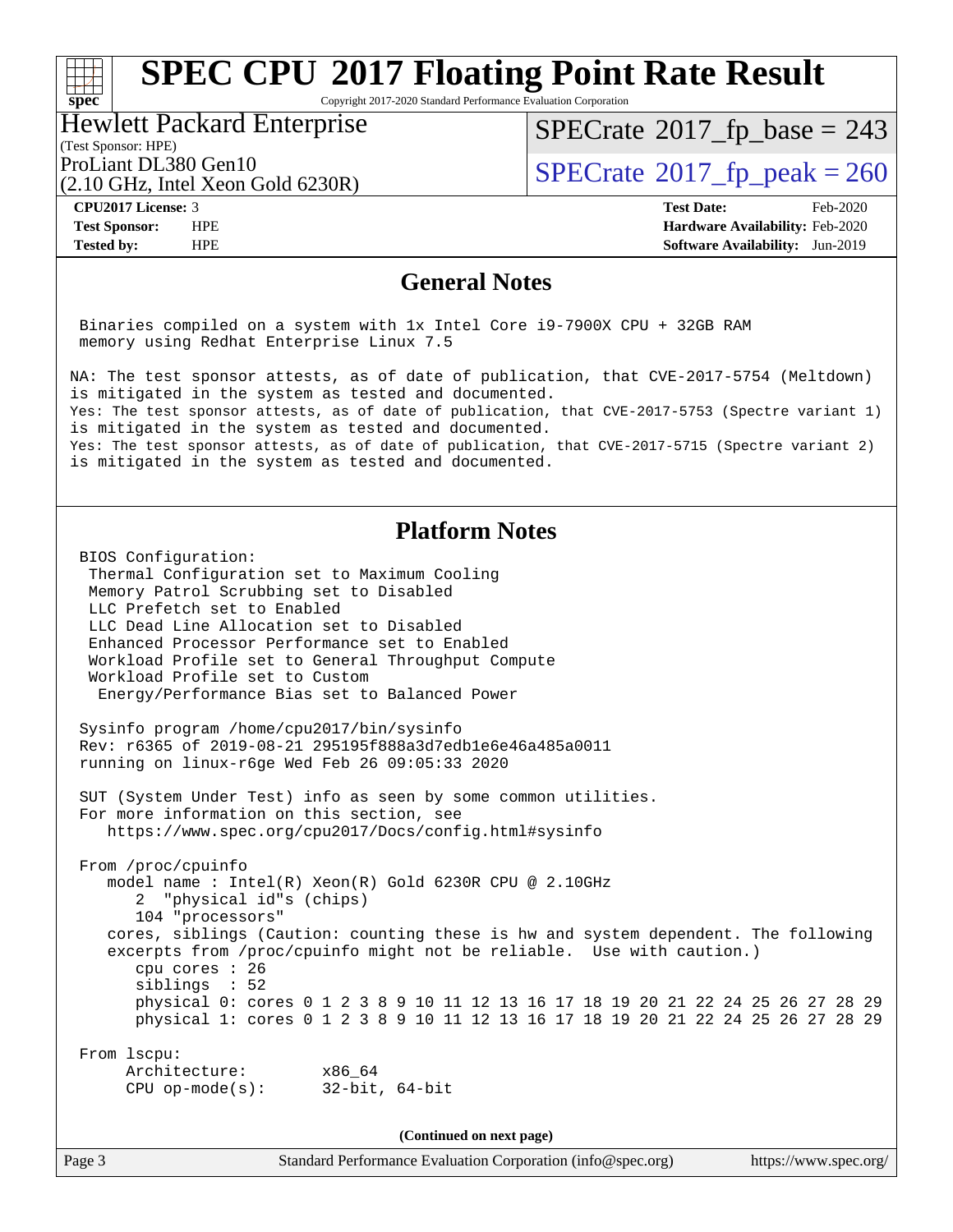# SPEC CPU 2017 Floating Point Rate Result

Copyright 2017-2020 Standard Performance Evaluation Corporation

**Hewlett Packard Enterprise**
(Test Sponsor: HPE)
ProLiant DL380 Gen10
(2.10 GHz, Intel Xeon Gold 6230R)

SPECrate 2017_fp_base = 243
SPECrate 2017_fp_peak = 260

**CPU2017 License:** 3
**Test Sponsor:** HPE
**Tested by:** HPE

**Test Date:** Feb-2020
**Hardware Availability:** Feb-2020
**Software Availability:** Jun-2019

## General Notes

```
 Binaries compiled on a system with 1x Intel Core i9-7900X CPU + 32GB RAM
 memory using Redhat Enterprise Linux 7.5

NA: The test sponsor attests, as of date of publication, that CVE-2017-5754 (Meltdown)
is mitigated in the system as tested and documented.
Yes: The test sponsor attests, as of date of publication, that CVE-2017-5753 (Spectre variant 1)
is mitigated in the system as tested and documented.
Yes: The test sponsor attests, as of date of publication, that CVE-2017-5715 (Spectre variant 2)
is mitigated in the system as tested and documented.
```

## Platform Notes

```
 BIOS Configuration:
  Thermal Configuration set to Maximum Cooling
  Memory Patrol Scrubbing set to Disabled
  LLC Prefetch set to Enabled
  LLC Dead Line Allocation set to Disabled
  Enhanced Processor Performance set to Enabled
  Workload Profile set to General Throughput Compute
  Workload Profile set to Custom
   Energy/Performance Bias set to Balanced Power

 Sysinfo program /home/cpu2017/bin/sysinfo
 Rev: r6365 of 2019-08-21 295195f888a3d7edb1e6e46a485a0011
 running on linux-r6ge Wed Feb 26 09:05:33 2020

 SUT (System Under Test) info as seen by some common utilities.
 For more information on this section, see
    https://www.spec.org/cpu2017/Docs/config.html#sysinfo

 From /proc/cpuinfo
    model name : Intel(R) Xeon(R) Gold 6230R CPU @ 2.10GHz
       2  "physical id"s (chips)
       104 "processors"
    cores, siblings (Caution: counting these is hw and system dependent. The following
    excerpts from /proc/cpuinfo might not be reliable.  Use with caution.)
       cpu cores : 26
       siblings  : 52
       physical 0: cores 0 1 2 3 8 9 10 11 12 13 16 17 18 19 20 21 22 24 25 26 27 28 29
       physical 1: cores 0 1 2 3 8 9 10 11 12 13 16 17 18 19 20 21 22 24 25 26 27 28 29

 From lscpu:
      Architecture:        x86_64
      CPU op-mode(s):      32-bit, 64-bit
```

(Continued on next page)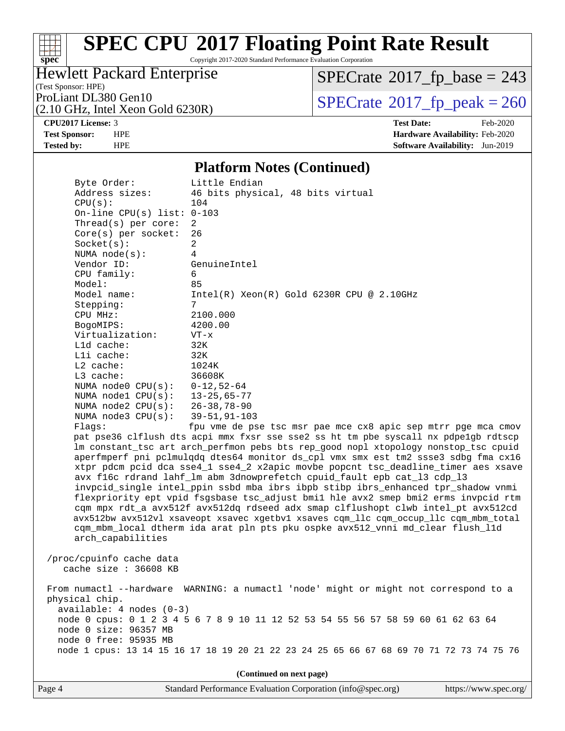## Platform Notes (Continued)

```
     Byte Order:            Little Endian
     Address sizes:         46 bits physical, 48 bits virtual
     CPU(s):                104
     On-line CPU(s) list: 0-103
     Thread(s) per core:  2
     Core(s) per socket:  26
     Socket(s):             2
     NUMA node(s):          4
     Vendor ID:             GenuineIntel
     CPU family:            6
     Model:                 85
     Model name:            Intel(R) Xeon(R) Gold 6230R CPU @ 2.10GHz
     Stepping:              7
     CPU MHz:               2100.000
     BogoMIPS:              4200.00
     Virtualization:        VT-x
     L1d cache:             32K
     L1i cache:             32K
     L2 cache:              1024K
     L3 cache:              36608K
     NUMA node0 CPU(s):   0-12,52-64
     NUMA node1 CPU(s):   13-25,65-77
     NUMA node2 CPU(s):   26-38,78-90
     NUMA node3 CPU(s):   39-51,91-103
     Flags:                 fpu vme de pse tsc msr pae mce cx8 apic sep mtrr pge mca cmov
     pat pse36 clflush dts acpi mmx fxsr sse sse2 ss ht tm pbe syscall nx pdpe1gb rdtscp
     lm constant_tsc art arch_perfmon pebs bts rep_good nopl xtopology nonstop_tsc cpuid
     aperfmperf pni pclmulqdq dtes64 monitor ds_cpl vmx smx est tm2 ssse3 sdbg fma cx16
     xtpr pdcm pcid dca sse4_1 sse4_2 x2apic movbe popcnt tsc_deadline_timer aes xsave
     avx f16c rdrand lahf_lm abm 3dnowprefetch cpuid_fault epb cat_l3 cdp_l3
     invpcid_single intel_ppin ssbd mba ibrs ibpb stibp ibrs_enhanced tpr_shadow vnmi
     flexpriority ept vpid fsgsbase tsc_adjust bmi1 hle avx2 smep bmi2 erms invpcid rtm
     cqm mpx rdt_a avx512f avx512dq rdseed adx smap clflushopt clwb intel_pt avx512cd
     avx512bw avx512vl xsaveopt xsavec xgetbv1 xsaves cqm_llc cqm_occup_llc cqm_mbm_total
     cqm_mbm_local dtherm ida arat pln pts pku ospke avx512_vnni md_clear flush_l1d
     arch_capabilities

 /proc/cpuinfo cache data
    cache size : 36608 KB

 From numactl --hardware  WARNING: a numactl 'node' might or might not correspond to a
 physical chip.
   available: 4 nodes (0-3)
   node 0 cpus: 0 1 2 3 4 5 6 7 8 9 10 11 12 52 53 54 55 56 57 58 59 60 61 62 63 64
   node 0 size: 96357 MB
   node 0 free: 95935 MB
   node 1 cpus: 13 14 15 16 17 18 19 20 21 22 23 24 25 65 66 67 68 69 70 71 72 73 74 75 76
```

**(Continued on next page)**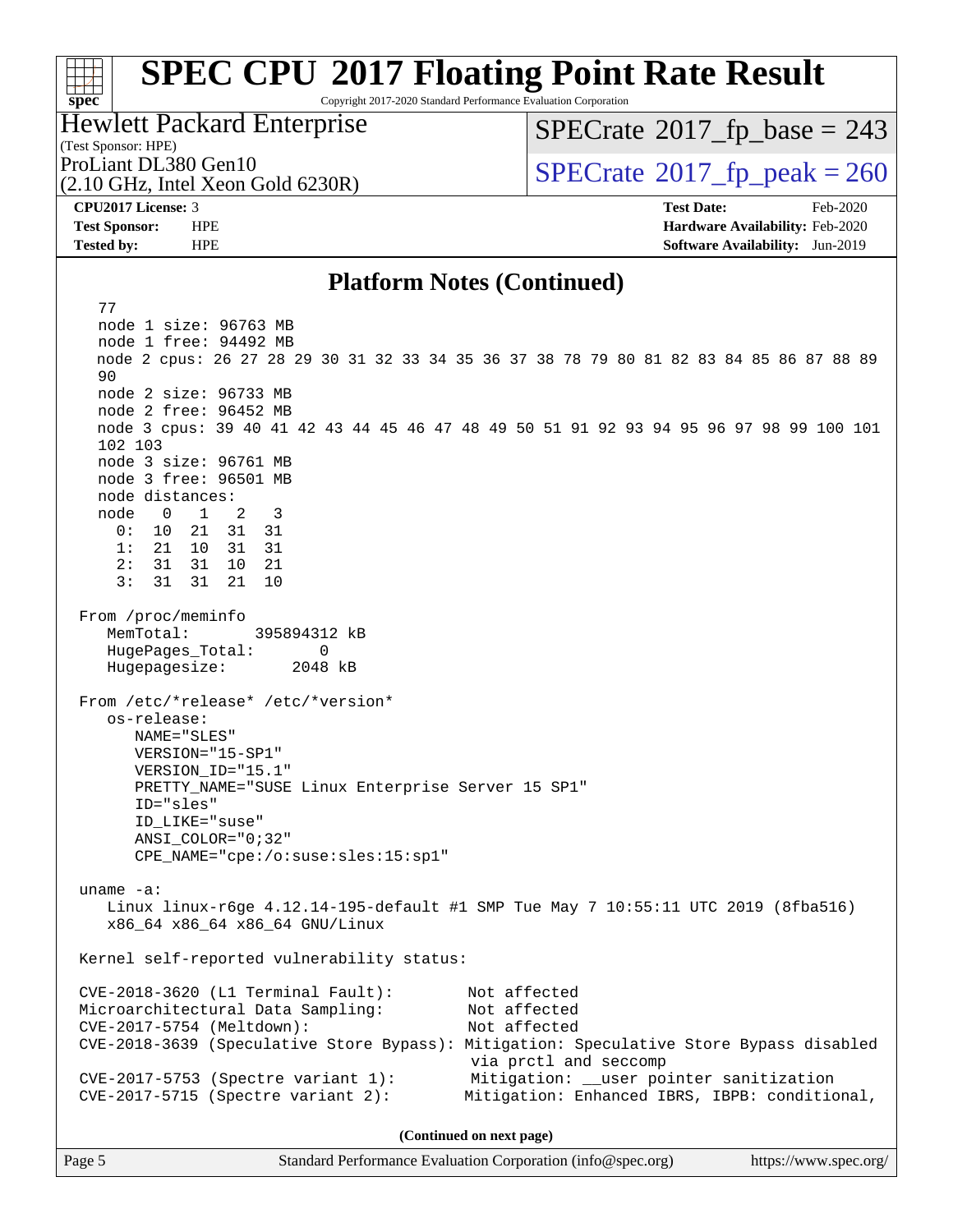## Platform Notes (Continued)

```
77
node 1 size: 96763 MB
node 1 free: 94492 MB
node 2 cpus: 26 27 28 29 30 31 32 33 34 35 36 37 38 78 79 80 81 82 83 84 85 86 87 88 89
90
node 2 size: 96733 MB
node 2 free: 96452 MB
node 3 cpus: 39 40 41 42 43 44 45 46 47 48 49 50 51 91 92 93 94 95 96 97 98 99 100 101
102 103
node 3 size: 96761 MB
node 3 free: 96501 MB
node distances:
node   0   1   2   3
  0:  10  21  31  31
  1:  21  10  31  31
  2:  31  31  10  21
  3:  31  31  21  10

From /proc/meminfo
   MemTotal:       395894312 kB
   HugePages_Total:       0
   Hugepagesize:       2048 kB

From /etc/*release* /etc/*version*
   os-release:
      NAME="SLES"
      VERSION="15-SP1"
      VERSION_ID="15.1"
      PRETTY_NAME="SUSE Linux Enterprise Server 15 SP1"
      ID="sles"
      ID_LIKE="suse"
      ANSI_COLOR="0;32"
      CPE_NAME="cpe:/o:suse:sles:15:sp1"

uname -a:
   Linux linux-r6ge 4.12.14-195-default #1 SMP Tue May 7 10:55:11 UTC 2019 (8fba516)
   x86_64 x86_64 x86_64 GNU/Linux

Kernel self-reported vulnerability status:

CVE-2018-3620 (L1 Terminal Fault):         Not affected
Microarchitectural Data Sampling:          Not affected
CVE-2017-5754 (Meltdown):                  Not affected
CVE-2018-3639 (Speculative Store Bypass): Mitigation: Speculative Store Bypass disabled
                                           via prctl and seccomp
CVE-2017-5753 (Spectre variant 1):         Mitigation: __user pointer sanitization
CVE-2017-5715 (Spectre variant 2):         Mitigation: Enhanced IBRS, IBPB: conditional,
```

(Continued on next page)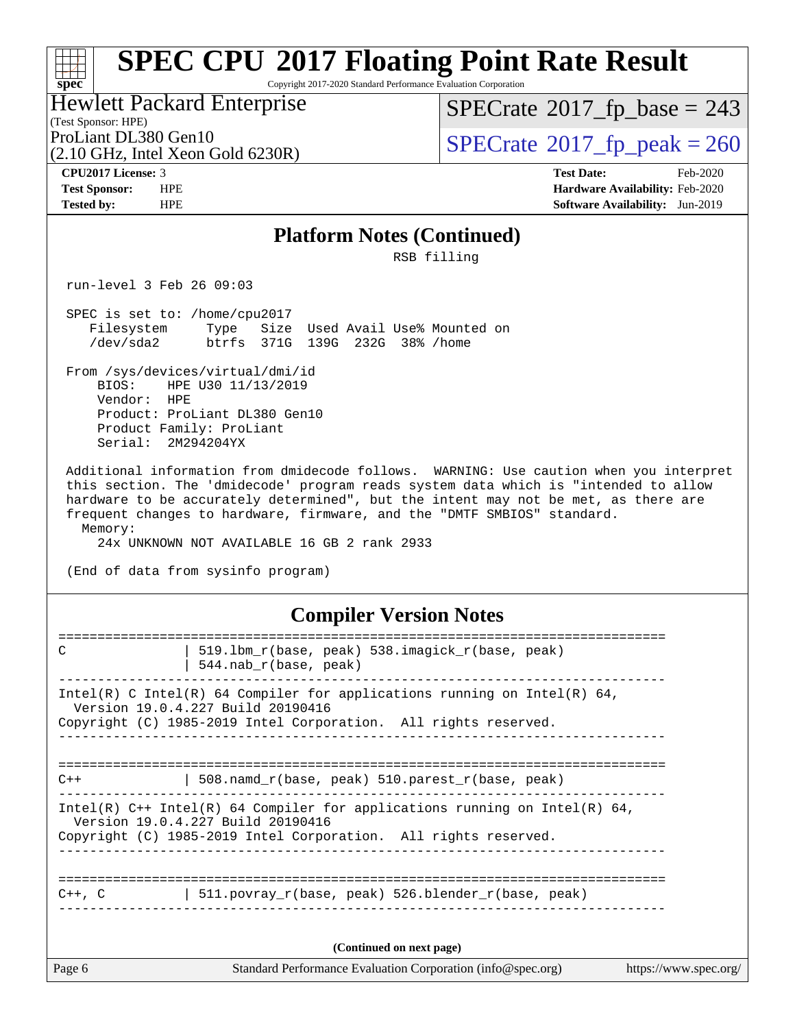## Platform Notes (Continued)

```
                                   RSB filling

 run-level 3 Feb 26 09:03

 SPEC is set to: /home/cpu2017
    Filesystem     Type   Size  Used Avail Use% Mounted on
    /dev/sda2      btrfs  371G  139G  232G  38% /home

 From /sys/devices/virtual/dmi/id
     BIOS:    HPE U30 11/13/2019
     Vendor:  HPE
     Product: ProLiant DL380 Gen10
     Product Family: ProLiant
     Serial:  2M294204YX

 Additional information from dmidecode follows.  WARNING: Use caution when you interpret
 this section. The 'dmidecode' program reads system data which is "intended to allow
 hardware to be accurately determined", but the intent may not be met, as there are
 frequent changes to hardware, firmware, and the "DMTF SMBIOS" standard.
   Memory:
     24x UNKNOWN NOT AVAILABLE 16 GB 2 rank 2933

 (End of data from sysinfo program)
```

## Compiler Version Notes

```
==============================================================================
C               | 519.lbm_r(base, peak) 538.imagick_r(base, peak)
                | 544.nab_r(base, peak)
------------------------------------------------------------------------------
Intel(R) C Intel(R) 64 Compiler for applications running on Intel(R) 64,
  Version 19.0.4.227 Build 20190416
Copyright (C) 1985-2019 Intel Corporation.  All rights reserved.
------------------------------------------------------------------------------

==============================================================================
C++             | 508.namd_r(base, peak) 510.parest_r(base, peak)
------------------------------------------------------------------------------
Intel(R) C++ Intel(R) 64 Compiler for applications running on Intel(R) 64,
  Version 19.0.4.227 Build 20190416
Copyright (C) 1985-2019 Intel Corporation.  All rights reserved.
------------------------------------------------------------------------------

==============================================================================
C++, C          | 511.povray_r(base, peak) 526.blender_r(base, peak)
------------------------------------------------------------------------------
```

(Continued on next page)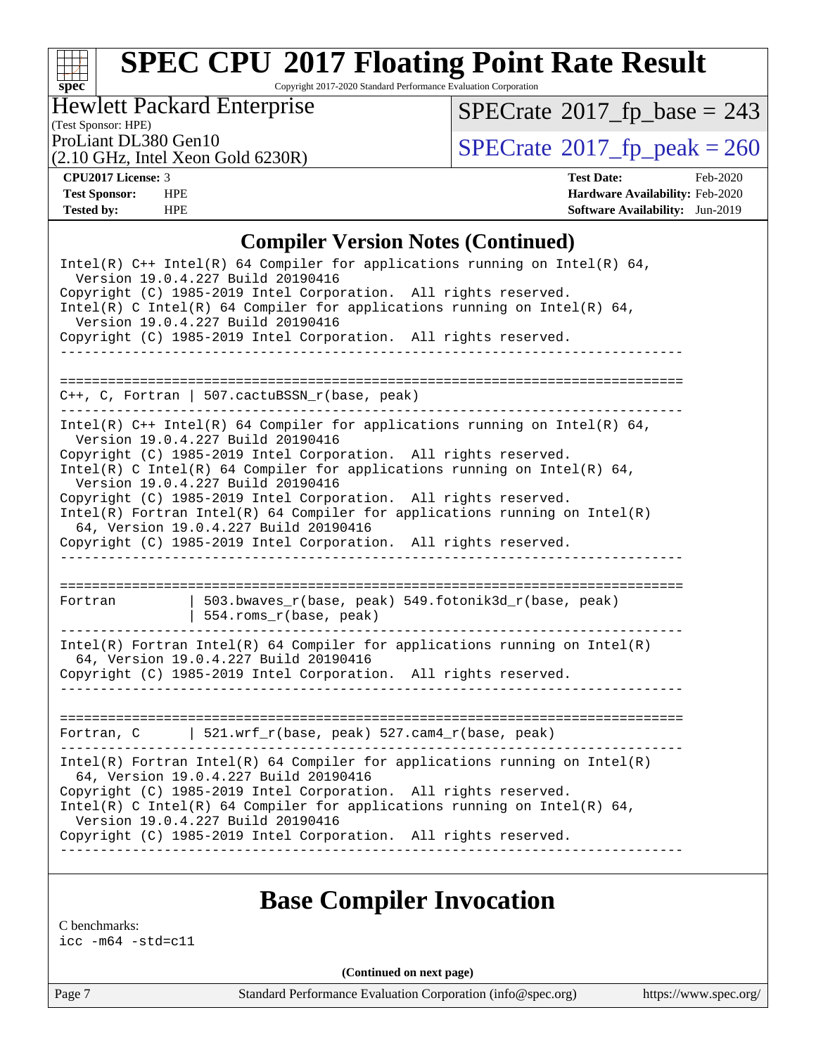## Compiler Version Notes (Continued)

```
Intel(R) C++ Intel(R) 64 Compiler for applications running on Intel(R) 64,
  Version 19.0.4.227 Build 20190416
Copyright (C) 1985-2019 Intel Corporation.  All rights reserved.
Intel(R) C Intel(R) 64 Compiler for applications running on Intel(R) 64,
  Version 19.0.4.227 Build 20190416
Copyright (C) 1985-2019 Intel Corporation.  All rights reserved.
------------------------------------------------------------------------------

==============================================================================
C++, C, Fortran | 507.cactuBSSN_r(base, peak)
------------------------------------------------------------------------------
Intel(R) C++ Intel(R) 64 Compiler for applications running on Intel(R) 64,
  Version 19.0.4.227 Build 20190416
Copyright (C) 1985-2019 Intel Corporation.  All rights reserved.
Intel(R) C Intel(R) 64 Compiler for applications running on Intel(R) 64,
  Version 19.0.4.227 Build 20190416
Copyright (C) 1985-2019 Intel Corporation.  All rights reserved.
Intel(R) Fortran Intel(R) 64 Compiler for applications running on Intel(R)
  64, Version 19.0.4.227 Build 20190416
Copyright (C) 1985-2019 Intel Corporation.  All rights reserved.
------------------------------------------------------------------------------

==============================================================================
Fortran         | 503.bwaves_r(base, peak) 549.fotonik3d_r(base, peak)
                | 554.roms_r(base, peak)
------------------------------------------------------------------------------
Intel(R) Fortran Intel(R) 64 Compiler for applications running on Intel(R)
  64, Version 19.0.4.227 Build 20190416
Copyright (C) 1985-2019 Intel Corporation.  All rights reserved.
------------------------------------------------------------------------------

==============================================================================
Fortran, C      | 521.wrf_r(base, peak) 527.cam4_r(base, peak)
------------------------------------------------------------------------------
Intel(R) Fortran Intel(R) 64 Compiler for applications running on Intel(R)
  64, Version 19.0.4.227 Build 20190416
Copyright (C) 1985-2019 Intel Corporation.  All rights reserved.
Intel(R) C Intel(R) 64 Compiler for applications running on Intel(R) 64,
  Version 19.0.4.227 Build 20190416
Copyright (C) 1985-2019 Intel Corporation.  All rights reserved.
------------------------------------------------------------------------------
```

## Base Compiler Invocation

C benchmarks:
icc -m64 -std=c11

(Continued on next page)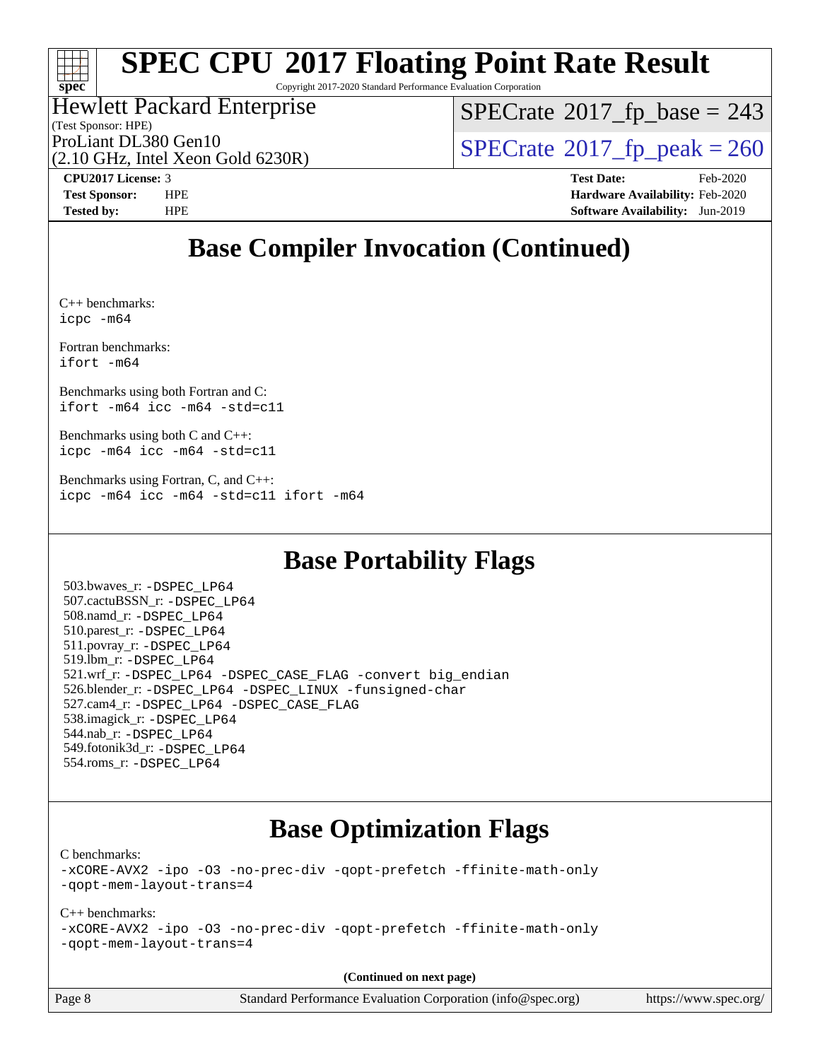# SPEC CPU 2017 Floating Point Rate Result

Copyright 2017-2020 Standard Performance Evaluation Corporation

Hewlett Packard Enterprise
(Test Sponsor: HPE)
ProLiant DL380 Gen10
(2.10 GHz, Intel Xeon Gold 6230R)

SPECrate 2017_fp_base = 243
SPECrate 2017_fp_peak = 260

**CPU2017 License:** 3
**Test Sponsor:** HPE
**Tested by:** HPE

**Test Date:** Feb-2020
**Hardware Availability:** Feb-2020
**Software Availability:** Jun-2019

## Base Compiler Invocation (Continued)

C++ benchmarks:
`icpc -m64`

Fortran benchmarks:
`ifort -m64`

Benchmarks using both Fortran and C:
`ifort -m64 icc -m64 -std=c11`

Benchmarks using both C and C++:
`icpc -m64 icc -m64 -std=c11`

Benchmarks using Fortran, C, and C++:
`icpc -m64 icc -m64 -std=c11 ifort -m64`

## Base Portability Flags

503.bwaves_r: -DSPEC_LP64
507.cactuBSSN_r: -DSPEC_LP64
508.namd_r: -DSPEC_LP64
510.parest_r: -DSPEC_LP64
511.povray_r: -DSPEC_LP64
519.lbm_r: -DSPEC_LP64
521.wrf_r: -DSPEC_LP64 -DSPEC_CASE_FLAG -convert big_endian
526.blender_r: -DSPEC_LP64 -DSPEC_LINUX -funsigned-char
527.cam4_r: -DSPEC_LP64 -DSPEC_CASE_FLAG
538.imagick_r: -DSPEC_LP64
544.nab_r: -DSPEC_LP64
549.fotonik3d_r: -DSPEC_LP64
554.roms_r: -DSPEC_LP64

## Base Optimization Flags

C benchmarks:
`-xCORE-AVX2 -ipo -O3 -no-prec-div -qopt-prefetch -ffinite-math-only -qopt-mem-layout-trans=4`

C++ benchmarks:
`-xCORE-AVX2 -ipo -O3 -no-prec-div -qopt-prefetch -ffinite-math-only -qopt-mem-layout-trans=4`

**(Continued on next page)**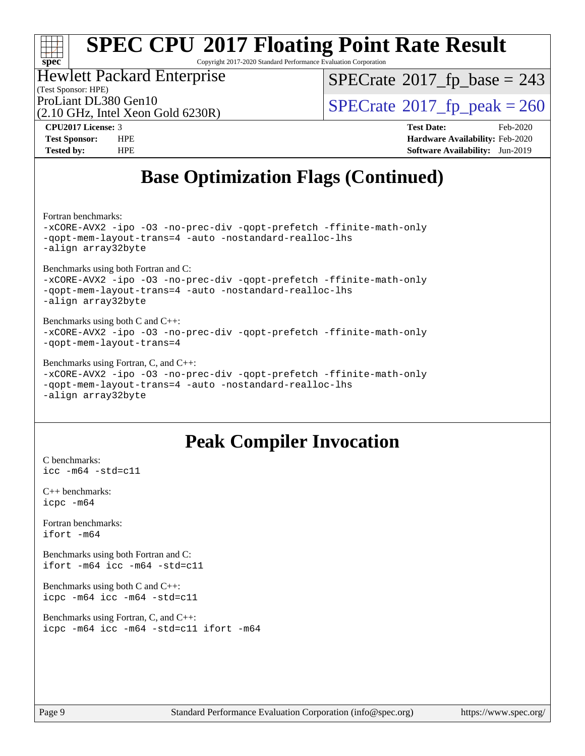# SPEC CPU 2017 Floating Point Rate Result

Copyright 2017-2020 Standard Performance Evaluation Corporation

Hewlett Packard Enterprise
(Test Sponsor: HPE)
ProLiant DL380 Gen10
(2.10 GHz, Intel Xeon Gold 6230R)

SPECrate 2017_fp_base = 243
SPECrate 2017_fp_peak = 260

**CPU2017 License:** 3
**Test Sponsor:** HPE
**Tested by:** HPE

**Test Date:** Feb-2020
**Hardware Availability:** Feb-2020
**Software Availability:** Jun-2019

## Base Optimization Flags (Continued)

Fortran benchmarks:
```
-xCORE-AVX2 -ipo -O3 -no-prec-div -qopt-prefetch -ffinite-math-only
-qopt-mem-layout-trans=4 -auto -nostandard-realloc-lhs
-align array32byte
```

Benchmarks using both Fortran and C:
```
-xCORE-AVX2 -ipo -O3 -no-prec-div -qopt-prefetch -ffinite-math-only
-qopt-mem-layout-trans=4 -auto -nostandard-realloc-lhs
-align array32byte
```

Benchmarks using both C and C++:
```
-xCORE-AVX2 -ipo -O3 -no-prec-div -qopt-prefetch -ffinite-math-only
-qopt-mem-layout-trans=4
```

Benchmarks using Fortran, C, and C++:
```
-xCORE-AVX2 -ipo -O3 -no-prec-div -qopt-prefetch -ffinite-math-only
-qopt-mem-layout-trans=4 -auto -nostandard-realloc-lhs
-align array32byte
```

## Peak Compiler Invocation

C benchmarks:
```
icc -m64 -std=c11
```

C++ benchmarks:
```
icpc -m64
```

Fortran benchmarks:
```
ifort -m64
```

Benchmarks using both Fortran and C:
```
ifort -m64 icc -m64 -std=c11
```

Benchmarks using both C and C++:
```
icpc -m64 icc -m64 -std=c11
```

Benchmarks using Fortran, C, and C++:
```
icpc -m64 icc -m64 -std=c11 ifort -m64
```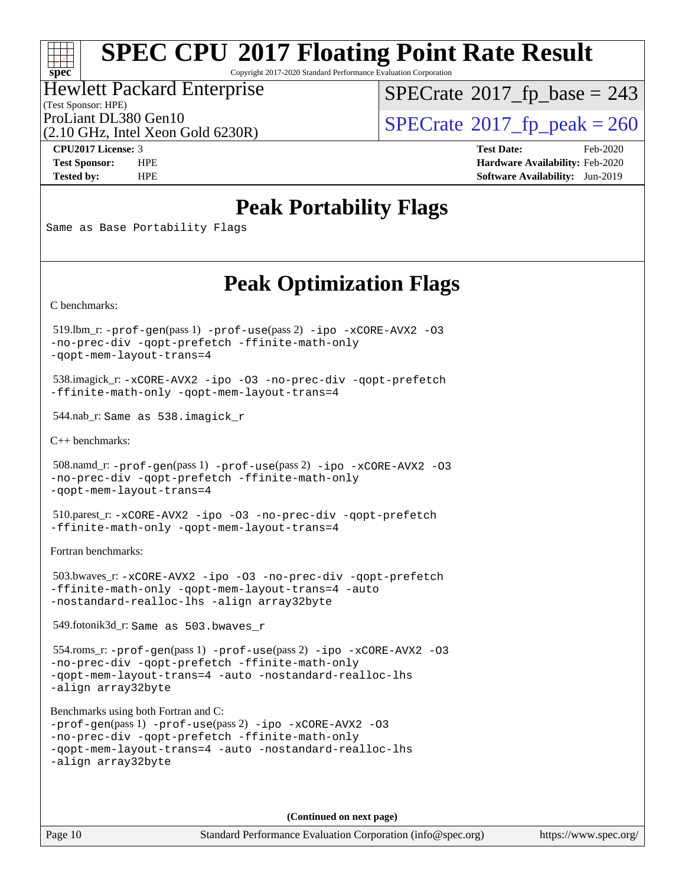# SPEC CPU 2017 Floating Point Rate Result

Copyright 2017-2020 Standard Performance Evaluation Corporation

Hewlett Packard Enterprise
(Test Sponsor: HPE)
ProLiant DL380 Gen10
(2.10 GHz, Intel Xeon Gold 6230R)

SPECrate 2017_fp_base = 243
SPECrate 2017_fp_peak = 260

**CPU2017 License:** 3
**Test Sponsor:** HPE
**Tested by:** HPE
**Test Date:** Feb-2020
**Hardware Availability:** Feb-2020
**Software Availability:** Jun-2019

## Peak Portability Flags

Same as Base Portability Flags

## Peak Optimization Flags

C benchmarks:

519.lbm_r: -prof-gen(pass 1) -prof-use(pass 2) -ipo -xCORE-AVX2 -O3 -no-prec-div -qopt-prefetch -ffinite-math-only -qopt-mem-layout-trans=4

538.imagick_r: -xCORE-AVX2 -ipo -O3 -no-prec-div -qopt-prefetch -ffinite-math-only -qopt-mem-layout-trans=4

544.nab_r: Same as 538.imagick_r

C++ benchmarks:

508.namd_r: -prof-gen(pass 1) -prof-use(pass 2) -ipo -xCORE-AVX2 -O3 -no-prec-div -qopt-prefetch -ffinite-math-only -qopt-mem-layout-trans=4

510.parest_r: -xCORE-AVX2 -ipo -O3 -no-prec-div -qopt-prefetch -ffinite-math-only -qopt-mem-layout-trans=4

Fortran benchmarks:

503.bwaves_r: -xCORE-AVX2 -ipo -O3 -no-prec-div -qopt-prefetch -ffinite-math-only -qopt-mem-layout-trans=4 -auto -nostandard-realloc-lhs -align array32byte

549.fotonik3d_r: Same as 503.bwaves_r

554.roms_r: -prof-gen(pass 1) -prof-use(pass 2) -ipo -xCORE-AVX2 -O3 -no-prec-div -qopt-prefetch -ffinite-math-only -qopt-mem-layout-trans=4 -auto -nostandard-realloc-lhs -align array32byte

Benchmarks using both Fortran and C:
-prof-gen(pass 1) -prof-use(pass 2) -ipo -xCORE-AVX2 -O3 -no-prec-div -qopt-prefetch -ffinite-math-only -qopt-mem-layout-trans=4 -auto -nostandard-realloc-lhs -align array32byte

**(Continued on next page)**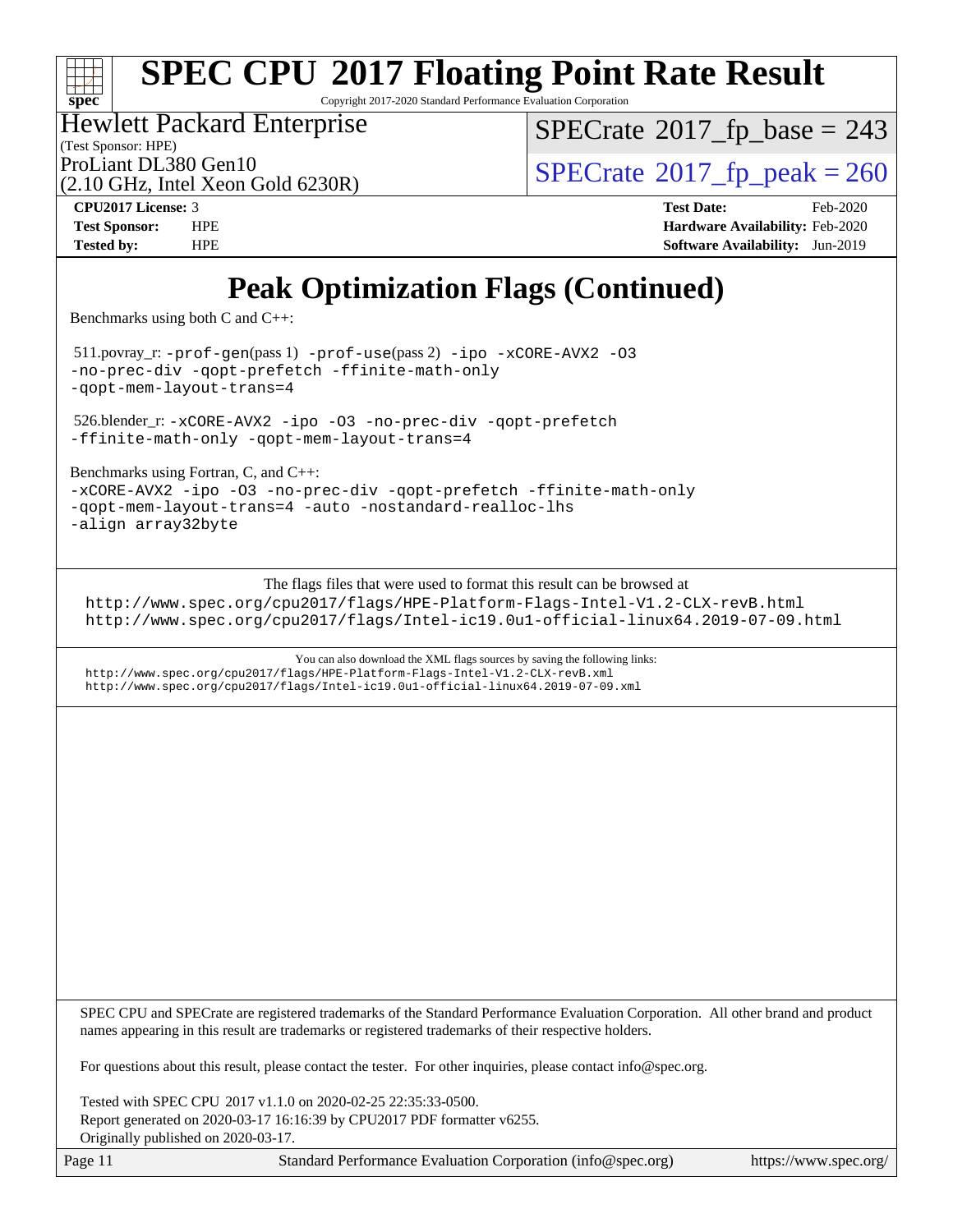# SPEC CPU 2017 Floating Point Rate Result

Copyright 2017-2020 Standard Performance Evaluation Corporation

Hewlett Packard Enterprise
(Test Sponsor: HPE)
ProLiant DL380 Gen10
(2.10 GHz, Intel Xeon Gold 6230R)

SPECrate 2017_fp_base = 243
SPECrate 2017_fp_peak = 260

**CPU2017 License:** 3
**Test Sponsor:** HPE
**Tested by:** HPE

**Test Date:** Feb-2020
**Hardware Availability:** Feb-2020
**Software Availability:** Jun-2019

## Peak Optimization Flags (Continued)

Benchmarks using both C and C++:

511.povray_r: `-prof-gen`(pass 1) `-prof-use`(pass 2) `-ipo -xCORE-AVX2 -O3 -no-prec-div -qopt-prefetch -ffinite-math-only -qopt-mem-layout-trans=4`

526.blender_r: `-xCORE-AVX2 -ipo -O3 -no-prec-div -qopt-prefetch -ffinite-math-only -qopt-mem-layout-trans=4`

Benchmarks using Fortran, C, and C++:
`-xCORE-AVX2 -ipo -O3 -no-prec-div -qopt-prefetch -ffinite-math-only -qopt-mem-layout-trans=4 -auto -nostandard-realloc-lhs -align array32byte`

The flags files that were used to format this result can be browsed at
http://www.spec.org/cpu2017/flags/HPE-Platform-Flags-Intel-V1.2-CLX-revB.html
http://www.spec.org/cpu2017/flags/Intel-ic19.0u1-official-linux64.2019-07-09.html

You can also download the XML flags sources by saving the following links:
http://www.spec.org/cpu2017/flags/HPE-Platform-Flags-Intel-V1.2-CLX-revB.xml
http://www.spec.org/cpu2017/flags/Intel-ic19.0u1-official-linux64.2019-07-09.xml

SPEC CPU and SPECrate are registered trademarks of the Standard Performance Evaluation Corporation. All other brand and product names appearing in this result are trademarks or registered trademarks of their respective holders.

For questions about this result, please contact the tester. For other inquiries, please contact info@spec.org.

Tested with SPEC CPU 2017 v1.1.0 on 2020-02-25 22:35:33-0500.
Report generated on 2020-03-17 16:16:39 by CPU2017 PDF formatter v6255.
Originally published on 2020-03-17.